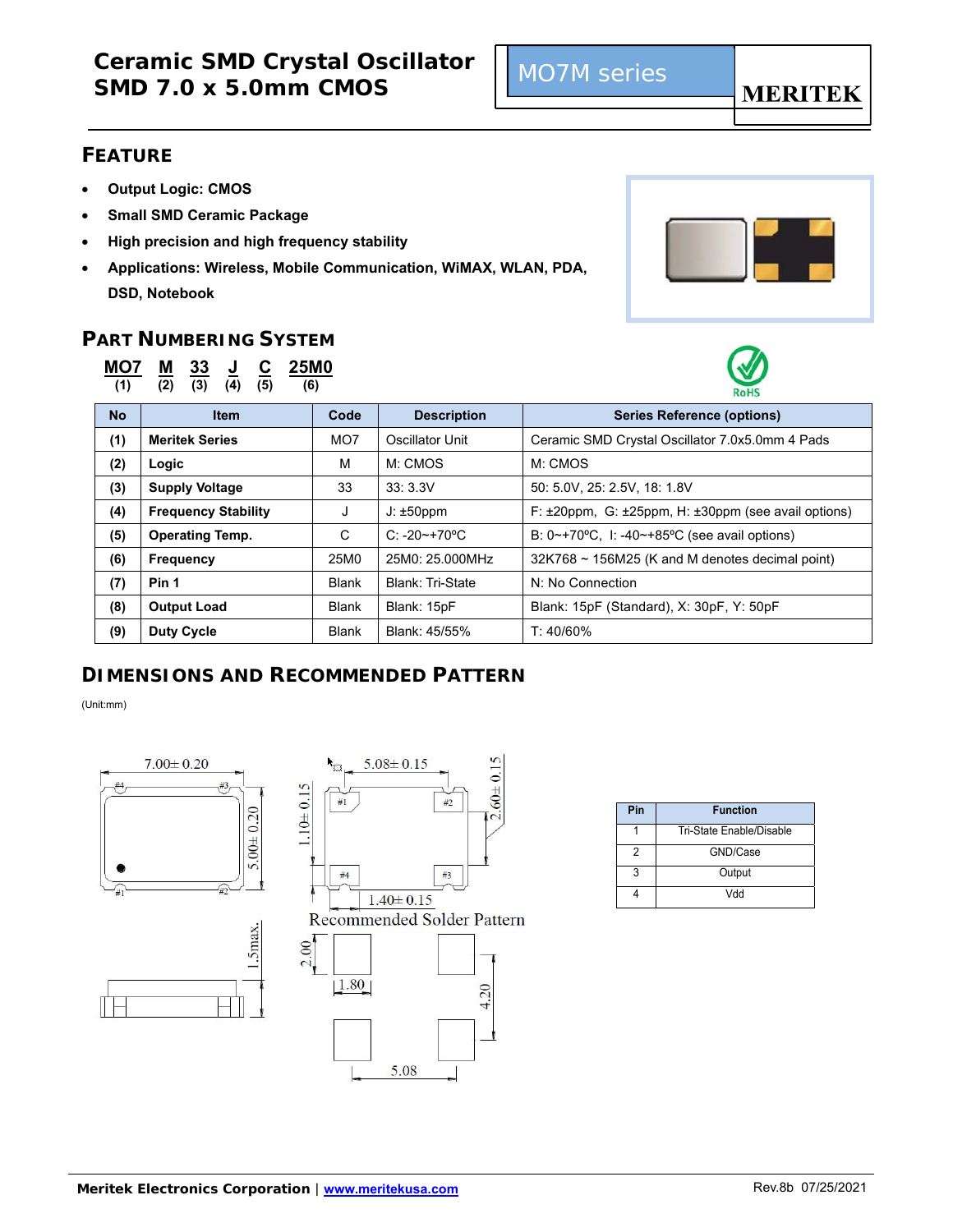# Ceramic SMD Crystal Oscillator
# SMD 7.0 x 5.0mm CMOS

MO7M series

MERITEK

## FEATURE

- Output Logic: CMOS
- Small SMD Ceramic Package
- High precision and high frequency stability
- Applications: Wireless, Mobile Communication, WiMAX, WLAN, PDA, DSD, Notebook

## PART NUMBERING SYSTEM

MO7 M 33 J C 25M0
(1) (2) (3) (4) (5) (6)

RoHS

| No | Item | Code | Description | Series Reference (options) |
|---|---|---|---|---|
| (1) | Meritek Series | MO7 | Oscillator Unit | Ceramic SMD Crystal Oscillator 7.0x5.0mm 4 Pads |
| (2) | Logic | M | M: CMOS | M: CMOS |
| (3) | Supply Voltage | 33 | 33: 3.3V | 50: 5.0V, 25: 2.5V, 18: 1.8V |
| (4) | Frequency Stability | J | J: ±50ppm | F: ±20ppm, G: ±25ppm, H: ±30ppm (see avail options) |
| (5) | Operating Temp. | C | C: -20~+70ºC | B: 0~+70ºC, I: -40~+85ºC (see avail options) |
| (6) | Frequency | 25M0 | 25M0: 25.000MHz | 32K768 ~ 156M25 (K and M denotes decimal point) |
| (7) | Pin 1 | Blank | Blank: Tri-State | N: No Connection |
| (8) | Output Load | Blank | Blank: 15pF | Blank: 15pF (Standard), X: 30pF, Y: 50pF |
| (9) | Duty Cycle | Blank | Blank: 45/55% | T: 40/60% |

## DIMENSIONS AND RECOMMENDED PATTERN

(Unit:mm)

7.00± 0.20, 5.00± 0.20, 1.5max., 5.08± 0.15, 2.60± 0.15, 1.10± 0.15, 1.40± 0.15

Recommended Solder Pattern

2.00, 1.80, 4.20, 5.08

| Pin | Function |
|---|---|
| 1 | Tri-State Enable/Disable |
| 2 | GND/Case |
| 3 | Output |
| 4 | Vdd |

Meritek Electronics Corporation | www.meritekusa.com Rev.8b 07/25/2021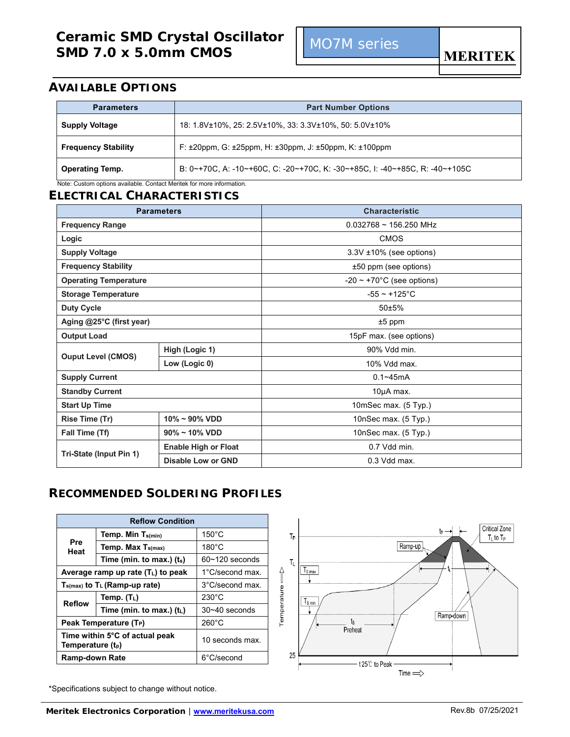# Ceramic SMD Crystal Oscillator SMD 7.0 x 5.0mm CMOS

MO7M series

**MERITEK**

## AVAILABLE OPTIONS

| Parameters | Part Number Options |
|---|---|
| **Supply Voltage** | 18: 1.8V±10%, 25: 2.5V±10%, 33: 3.3V±10%, 50: 5.0V±10% |
| **Frequency Stability** | F: ±20ppm, G: ±25ppm, H: ±30ppm, J: ±50ppm, K: ±100ppm |
| **Operating Temp.** | B: 0~+70C, A: -10~+60C, C: -20~+70C, K: -30~+85C, I: -40~+85C, R: -40~+105C |

Note: Custom options available. Contact Meritek for more information.

## ELECTRICAL CHARACTERISTICS

| Parameters | | Characteristic |
|---|---|---|
| **Frequency Range** | | 0.032768 ~ 156.250 MHz |
| **Logic** | | CMOS |
| **Supply Voltage** | | 3.3V ±10% (see options) |
| **Frequency Stability** | | ±50 ppm (see options) |
| **Operating Temperature** | | -20 ~ +70°C (see options) |
| **Storage Temperature** | | -55 ~ +125°C |
| **Duty Cycle** | | 50±5% |
| **Aging @25°C (first year)** | | ±5 ppm |
| **Output Load** | | 15pF max. (see options) |
| **Ouput Level (CMOS)** | **High (Logic 1)** | 90% Vdd min. |
| | **Low (Logic 0)** | 10% Vdd max. |
| **Supply Current** | | 0.1~45mA |
| **Standby Current** | | 10μA max. |
| **Start Up Time** | | 10mSec max. (5 Typ.) |
| **Rise Time (Tr)** | **10% ~ 90% VDD** | 10nSec max. (5 Typ.) |
| **Fall Time (Tf)** | **90% ~ 10% VDD** | 10nSec max. (5 Typ.) |
| **Tri-State (Input Pin 1)** | **Enable High or Float** | 0.7 Vdd min. |
| | **Disable Low or GND** | 0.3 Vdd max. |

## RECOMMENDED SOLDERING PROFILES

| Reflow Condition | | |
|---|---|---|
| **Pre Heat** | **Temp. Min $T_{s(min)}$** | 150°C |
| | **Temp. Max $T_{s(max)}$** | 180°C |
| | **Time (min. to max.) ($t_s$)** | 60~120 seconds |
| **Average ramp up rate ($T_L$) to peak** | | 1°C/second max. |
| **$T_{s(max)}$ to $T_L$ (Ramp-up rate)** | | 3°C/second max. |
| **Reflow** | **Temp. ($T_L$)** | 230°C |
| | **Time (min. to max.) ($t_L$)** | 30~40 seconds |
| **Peak Temperature ($T_P$)** | | 260°C |
| **Time within 5°C of actual peak Temperature ($t_p$)** | | 10 seconds max. |
| **Ramp-down Rate** | | 6°C/second |

Critical Zone $T_L$ to $T_P$
$T_P$
$t_p$
Ramp-up
$T_L$
$t_L$
$T_{S\,max}$
$T_{S\,min}$
Ramp-down
$t_S$
Preheat
Temperature
25
t 25℃ to Peak
Time

*Specifications subject to change without notice.

**Meritek Electronics Corporation** | www.meritekusa.com Rev.8b 07/25/2021